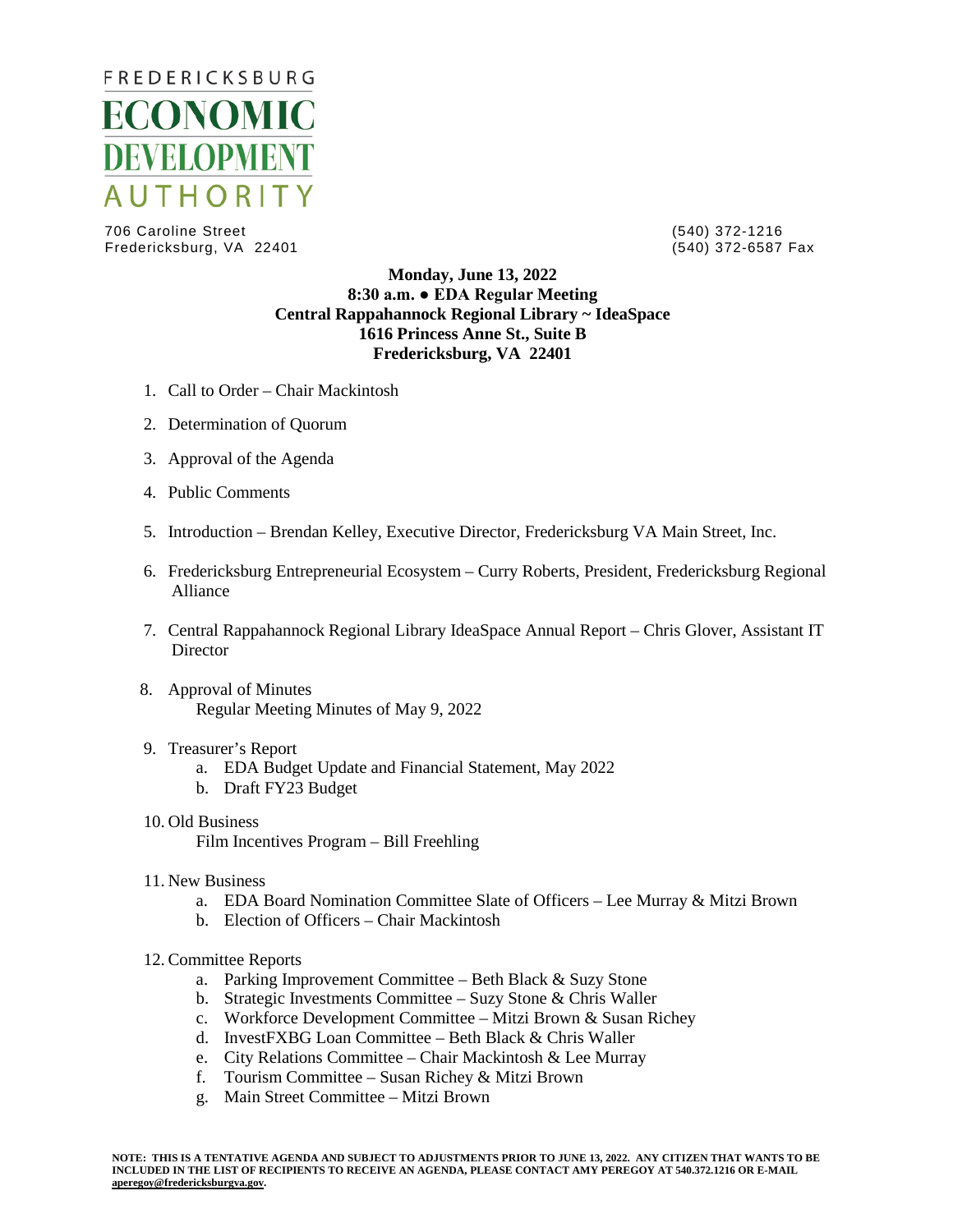# FREDERICKSBURG ECONOMIC DEVELOPMENT AUTHORITY

706 Caroline Street
Fredericksburg, VA 22401

(540) 372-1216
(540) 372-6587 Fax

**Monday, June 13, 2022**
**8:30 a.m. ● EDA Regular Meeting**
**Central Rappahannock Regional Library ~ IdeaSpace**
**1616 Princess Anne St., Suite B**
**Fredericksburg, VA 22401**

1. Call to Order – Chair Mackintosh
2. Determination of Quorum
3. Approval of the Agenda
4. Public Comments
5. Introduction – Brendan Kelley, Executive Director, Fredericksburg VA Main Street, Inc.
6. Fredericksburg Entrepreneurial Ecosystem – Curry Roberts, President, Fredericksburg Regional Alliance
7. Central Rappahannock Regional Library IdeaSpace Annual Report – Chris Glover, Assistant IT Director
8. Approval of Minutes
   Regular Meeting Minutes of May 9, 2022
9. Treasurer's Report
   a. EDA Budget Update and Financial Statement, May 2022
   b. Draft FY23 Budget
10. Old Business
    Film Incentives Program – Bill Freehling
11. New Business
    a. EDA Board Nomination Committee Slate of Officers – Lee Murray & Mitzi Brown
    b. Election of Officers – Chair Mackintosh
12. Committee Reports
    a. Parking Improvement Committee – Beth Black & Suzy Stone
    b. Strategic Investments Committee – Suzy Stone & Chris Waller
    c. Workforce Development Committee – Mitzi Brown & Susan Richey
    d. InvestFXBG Loan Committee – Beth Black & Chris Waller
    e. City Relations Committee – Chair Mackintosh & Lee Murray
    f. Tourism Committee – Susan Richey & Mitzi Brown
    g. Main Street Committee – Mitzi Brown

**NOTE: THIS IS A TENTATIVE AGENDA AND SUBJECT TO ADJUSTMENTS PRIOR TO JUNE 13, 2022. ANY CITIZEN THAT WANTS TO BE INCLUDED IN THE LIST OF RECIPIENTS TO RECEIVE AN AGENDA, PLEASE CONTACT AMY PEREGOY AT 540.372.1216 OR E-MAIL aperegoy@fredericksburgva.gov.**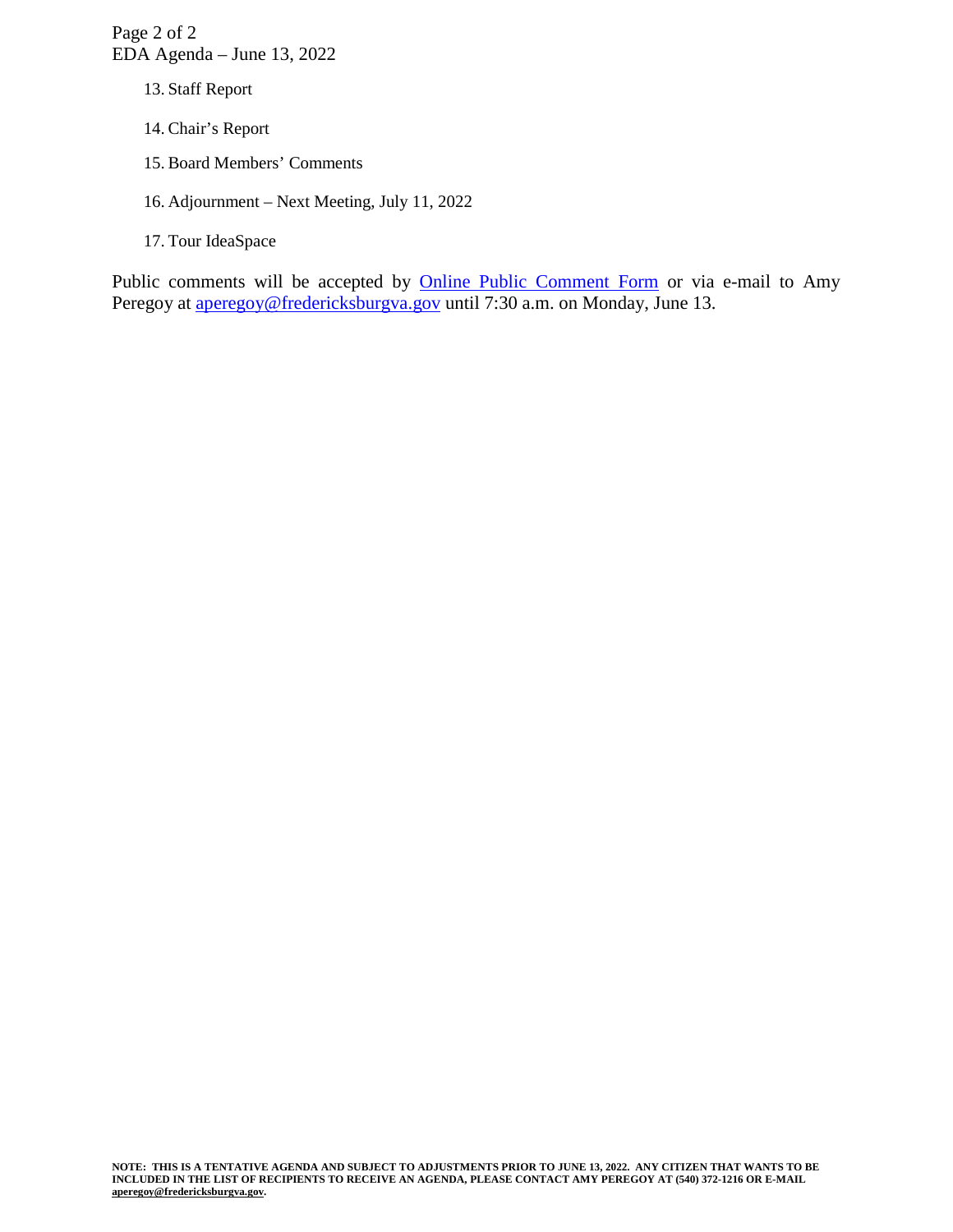13. Staff Report

14. Chair's Report

15. Board Members' Comments

16. Adjournment – Next Meeting, July 11, 2022

17. Tour IdeaSpace

Public comments will be accepted by Online Public Comment Form or via e-mail to Amy Peregoy at aperegoy@fredericksburgva.gov until 7:30 a.m. on Monday, June 13.

**NOTE: THIS IS A TENTATIVE AGENDA AND SUBJECT TO ADJUSTMENTS PRIOR TO JUNE 13, 2022. ANY CITIZEN THAT WANTS TO BE INCLUDED IN THE LIST OF RECIPIENTS TO RECEIVE AN AGENDA, PLEASE CONTACT AMY PEREGOY AT (540) 372-1216 OR E-MAIL aperegoy@fredericksburgva.gov.**